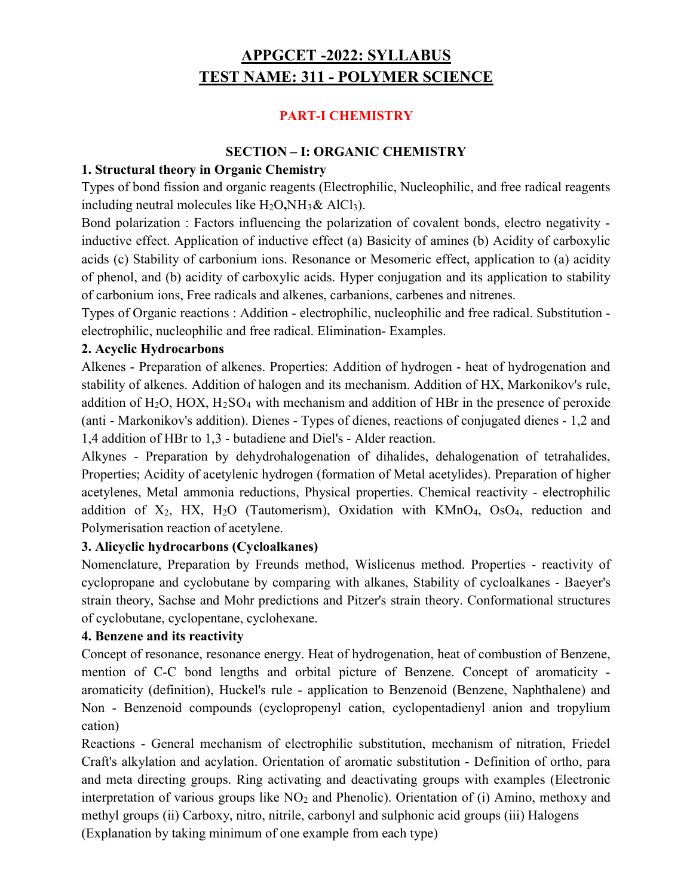# APPGCET -2022: SYLLABUS
# TEST NAME: 311 - POLYMER SCIENCE

## PART-I CHEMISTRY

### SECTION – I: ORGANIC CHEMISTRY

**1. Structural theory in Organic Chemistry**

Types of bond fission and organic reagents (Electrophilic, Nucleophilic, and free radical reagents including neutral molecules like $H_2O$, $NH_3$ & $AlCl_3$).

Bond polarization : Factors influencing the polarization of covalent bonds, electro negativity - inductive effect. Application of inductive effect (a) Basicity of amines (b) Acidity of carboxylic acids (c) Stability of carbonium ions. Resonance or Mesomeric effect, application to (a) acidity of phenol, and (b) acidity of carboxylic acids. Hyper conjugation and its application to stability of carbonium ions, Free radicals and alkenes, carbanions, carbenes and nitrenes.

Types of Organic reactions : Addition - electrophilic, nucleophilic and free radical. Substitution - electrophilic, nucleophilic and free radical. Elimination- Examples.

**2. Acyclic Hydrocarbons**

Alkenes - Preparation of alkenes. Properties: Addition of hydrogen - heat of hydrogenation and stability of alkenes. Addition of halogen and its mechanism. Addition of HX, Markonikov's rule, addition of $H_2O$, HOX, $H_2SO_4$ with mechanism and addition of HBr in the presence of peroxide (anti - Markonikov's addition). Dienes - Types of dienes, reactions of conjugated dienes - 1,2 and 1,4 addition of HBr to 1,3 - butadiene and Diel's - Alder reaction.

Alkynes - Preparation by dehydrohalogenation of dihalides, dehalogenation of tetrahalides, Properties; Acidity of acetylenic hydrogen (formation of Metal acetylides). Preparation of higher acetylenes, Metal ammonia reductions, Physical properties. Chemical reactivity - electrophilic addition of $X_2$, HX, $H_2O$ (Tautomerism), Oxidation with $KMnO_4$, $OsO_4$, reduction and Polymerisation reaction of acetylene.

**3. Alicyclic hydrocarbons (Cycloalkanes)**

Nomenclature, Preparation by Freunds method, Wislicenus method. Properties - reactivity of cyclopropane and cyclobutane by comparing with alkanes, Stability of cycloalkanes - Baeyer's strain theory, Sachse and Mohr predictions and Pitzer's strain theory. Conformational structures of cyclobutane, cyclopentane, cyclohexane.

**4. Benzene and its reactivity**

Concept of resonance, resonance energy. Heat of hydrogenation, heat of combustion of Benzene, mention of C-C bond lengths and orbital picture of Benzene. Concept of aromaticity - aromaticity (definition), Huckel's rule - application to Benzenoid (Benzene, Naphthalene) and Non - Benzenoid compounds (cyclopropenyl cation, cyclopentadienyl anion and tropylium cation)

Reactions - General mechanism of electrophilic substitution, mechanism of nitration, Friedel Craft's alkylation and acylation. Orientation of aromatic substitution - Definition of ortho, para and meta directing groups. Ring activating and deactivating groups with examples (Electronic interpretation of various groups like $NO_2$ and Phenolic). Orientation of (i) Amino, methoxy and methyl groups (ii) Carboxy, nitro, nitrile, carbonyl and sulphonic acid groups (iii) Halogens (Explanation by taking minimum of one example from each type)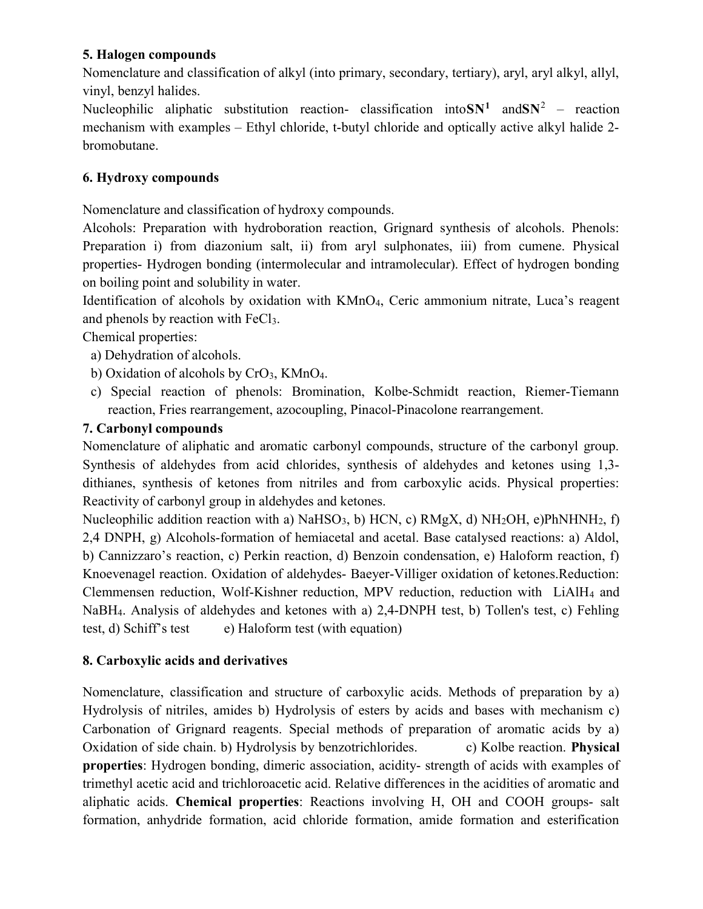### 5. Halogen compounds

Nomenclature and classification of alkyl (into primary, secondary, tertiary), aryl, aryl alkyl, allyl, vinyl, benzyl halides.

Nucleophilic aliphatic substitution reaction- classification into**$SN^1$** and**$SN^2$** – reaction mechanism with examples – Ethyl chloride, t-butyl chloride and optically active alkyl halide 2-bromobutane.

### 6. Hydroxy compounds

Nomenclature and classification of hydroxy compounds.

Alcohols: Preparation with hydroboration reaction, Grignard synthesis of alcohols. Phenols: Preparation i) from diazonium salt, ii) from aryl sulphonates, iii) from cumene. Physical properties- Hydrogen bonding (intermolecular and intramolecular). Effect of hydrogen bonding on boiling point and solubility in water.

Identification of alcohols by oxidation with $KMnO_4$, Ceric ammonium nitrate, Luca's reagent and phenols by reaction with $FeCl_3$.

Chemical properties:

a) Dehydration of alcohols.

b) Oxidation of alcohols by $CrO_3$, $KMnO_4$.

c) Special reaction of phenols: Bromination, Kolbe-Schmidt reaction, Riemer-Tiemann reaction, Fries rearrangement, azocoupling, Pinacol-Pinacolone rearrangement.

### 7. Carbonyl compounds

Nomenclature of aliphatic and aromatic carbonyl compounds, structure of the carbonyl group. Synthesis of aldehydes from acid chlorides, synthesis of aldehydes and ketones using 1,3-dithianes, synthesis of ketones from nitriles and from carboxylic acids. Physical properties: Reactivity of carbonyl group in aldehydes and ketones.

Nucleophilic addition reaction with a) $NaHSO_3$, b) HCN, c) RMgX, d) $NH_2OH$, e)$PhNHNH_2$, f) 2,4 DNPH, g) Alcohols-formation of hemiacetal and acetal. Base catalysed reactions: a) Aldol, b) Cannizzaro's reaction, c) Perkin reaction, d) Benzoin condensation, e) Haloform reaction, f) Knoevenagel reaction. Oxidation of aldehydes- Baeyer-Villiger oxidation of ketones.Reduction: Clemmensen reduction, Wolf-Kishner reduction, MPV reduction, reduction with $LiAlH_4$ and $NaBH_4$. Analysis of aldehydes and ketones with a) 2,4-DNPH test, b) Tollen's test, c) Fehling test, d) Schiff's test e) Haloform test (with equation)

### 8. Carboxylic acids and derivatives

Nomenclature, classification and structure of carboxylic acids. Methods of preparation by a) Hydrolysis of nitriles, amides b) Hydrolysis of esters by acids and bases with mechanism c) Carbonation of Grignard reagents. Special methods of preparation of aromatic acids by a) Oxidation of side chain. b) Hydrolysis by benzotrichlorides. c) Kolbe reaction. **Physical properties**: Hydrogen bonding, dimeric association, acidity- strength of acids with examples of trimethyl acetic acid and trichloroacetic acid. Relative differences in the acidities of aromatic and aliphatic acids. **Chemical properties**: Reactions involving H, OH and COOH groups- salt formation, anhydride formation, acid chloride formation, amide formation and esterification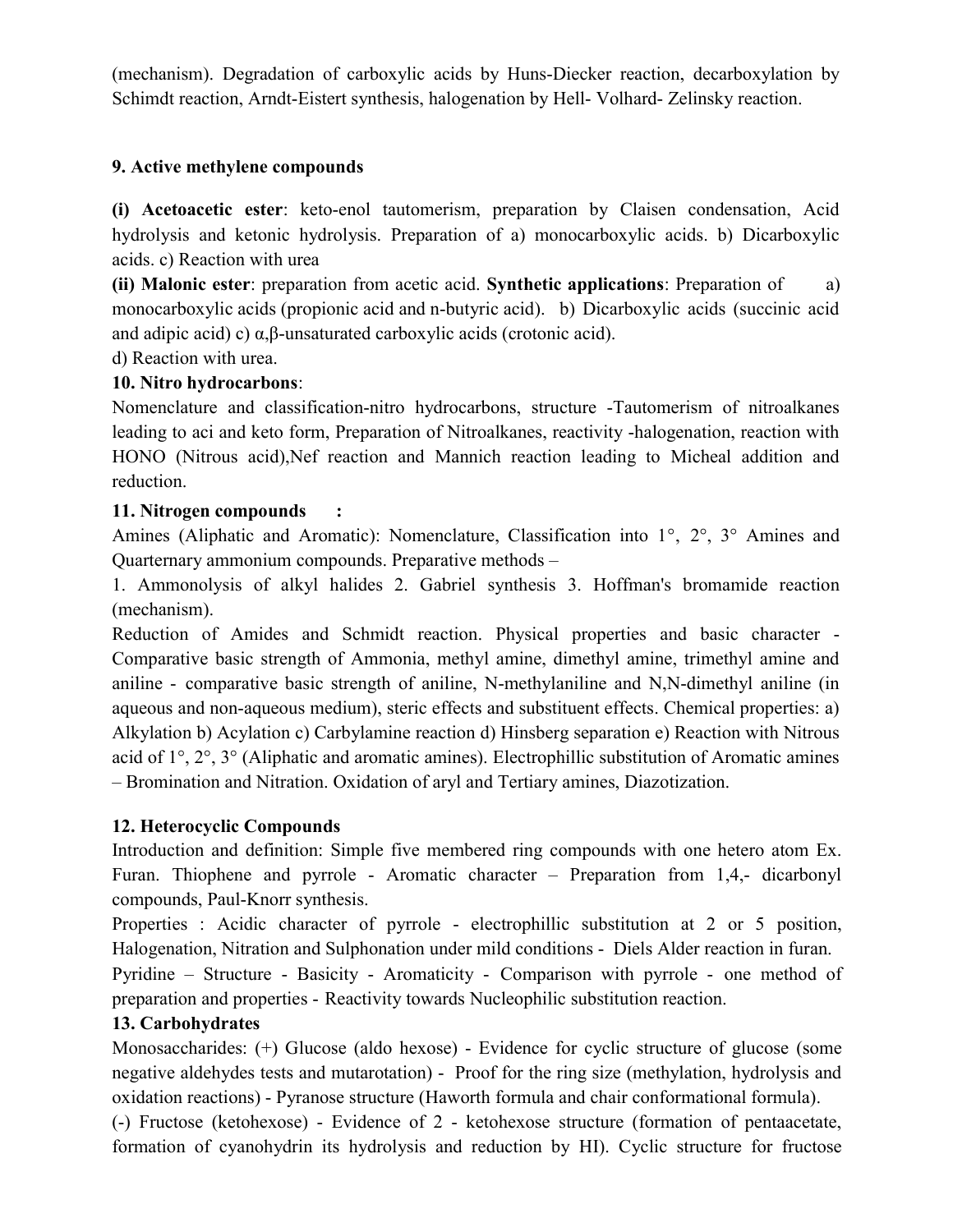(mechanism). Degradation of carboxylic acids by Huns-Diecker reaction, decarboxylation by Schimdt reaction, Arndt-Eistert synthesis, halogenation by Hell- Volhard- Zelinsky reaction.

**9. Active methylene compounds**

**(i) Acetoacetic ester**: keto-enol tautomerism, preparation by Claisen condensation, Acid hydrolysis and ketonic hydrolysis. Preparation of a) monocarboxylic acids. b) Dicarboxylic acids. c) Reaction with urea

**(ii) Malonic ester**: preparation from acetic acid. **Synthetic applications**: Preparation of a) monocarboxylic acids (propionic acid and n-butyric acid). b) Dicarboxylic acids (succinic acid and adipic acid) c) α,β-unsaturated carboxylic acids (crotonic acid).

d) Reaction with urea.

**10. Nitro hydrocarbons**:

Nomenclature and classification-nitro hydrocarbons, structure -Tautomerism of nitroalkanes leading to aci and keto form, Preparation of Nitroalkanes, reactivity -halogenation, reaction with HONO (Nitrous acid),Nef reaction and Mannich reaction leading to Micheal addition and reduction.

**11. Nitrogen compounds :**

Amines (Aliphatic and Aromatic): Nomenclature, Classification into 1°, 2°, 3° Amines and Quarternary ammonium compounds. Preparative methods –

1. Ammonolysis of alkyl halides 2. Gabriel synthesis 3. Hoffman's bromamide reaction (mechanism).

Reduction of Amides and Schmidt reaction. Physical properties and basic character - Comparative basic strength of Ammonia, methyl amine, dimethyl amine, trimethyl amine and aniline - comparative basic strength of aniline, N-methylaniline and N,N-dimethyl aniline (in aqueous and non-aqueous medium), steric effects and substituent effects. Chemical properties: a) Alkylation b) Acylation c) Carbylamine reaction d) Hinsberg separation e) Reaction with Nitrous acid of 1°, 2°, 3° (Aliphatic and aromatic amines). Electrophillic substitution of Aromatic amines – Bromination and Nitration. Oxidation of aryl and Tertiary amines, Diazotization.

**12. Heterocyclic Compounds**

Introduction and definition: Simple five membered ring compounds with one hetero atom Ex. Furan. Thiophene and pyrrole - Aromatic character – Preparation from 1,4,- dicarbonyl compounds, Paul-Knorr synthesis.

Properties : Acidic character of pyrrole - electrophillic substitution at 2 or 5 position, Halogenation, Nitration and Sulphonation under mild conditions - Diels Alder reaction in furan.

Pyridine – Structure - Basicity - Aromaticity - Comparison with pyrrole - one method of preparation and properties - Reactivity towards Nucleophilic substitution reaction.

**13. Carbohydrates**

Monosaccharides: (+) Glucose (aldo hexose) - Evidence for cyclic structure of glucose (some negative aldehydes tests and mutarotation) - Proof for the ring size (methylation, hydrolysis and oxidation reactions) - Pyranose structure (Haworth formula and chair conformational formula).

(-) Fructose (ketohexose) - Evidence of 2 - ketohexose structure (formation of pentaacetate, formation of cyanohydrin its hydrolysis and reduction by HI). Cyclic structure for fructose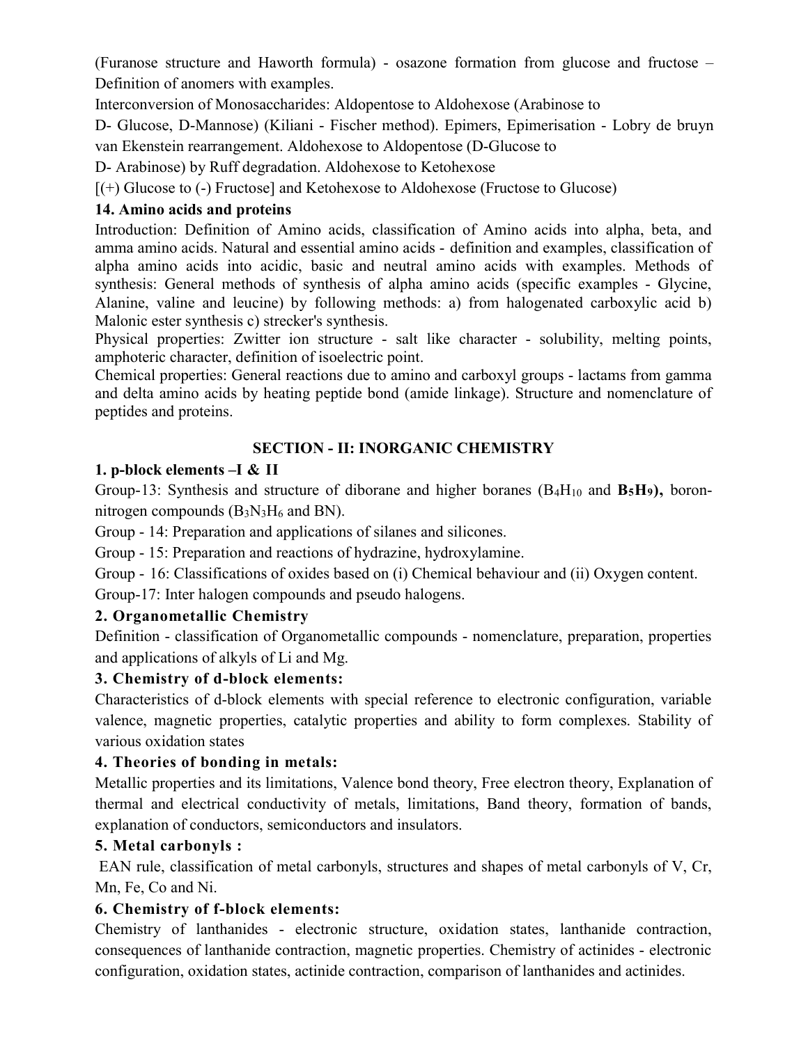(Furanose structure and Haworth formula) - osazone formation from glucose and fructose – Definition of anomers with examples.

Interconversion of Monosaccharides: Aldopentose to Aldohexose (Arabinose to

D- Glucose, D-Mannose) (Kiliani - Fischer method). Epimers, Epimerisation - Lobry de bruyn van Ekenstein rearrangement. Aldohexose to Aldopentose (D-Glucose to

D- Arabinose) by Ruff degradation. Aldohexose to Ketohexose

[(+) Glucose to (-) Fructose] and Ketohexose to Aldohexose (Fructose to Glucose)

### 14. Amino acids and proteins

Introduction: Definition of Amino acids, classification of Amino acids into alpha, beta, and amma amino acids. Natural and essential amino acids - definition and examples, classification of alpha amino acids into acidic, basic and neutral amino acids with examples. Methods of synthesis: General methods of synthesis of alpha amino acids (specific examples - Glycine, Alanine, valine and leucine) by following methods: a) from halogenated carboxylic acid b) Malonic ester synthesis c) strecker's synthesis.

Physical properties: Zwitter ion structure - salt like character - solubility, melting points, amphoteric character, definition of isoelectric point.

Chemical properties: General reactions due to amino and carboxyl groups - lactams from gamma and delta amino acids by heating peptide bond (amide linkage). Structure and nomenclature of peptides and proteins.

## SECTION - II: INORGANIC CHEMISTRY

### 1. p-block elements –I & II

Group-13: Synthesis and structure of diborane and higher boranes ($B_4H_{10}$ and **$B_5H_9$**), boron-nitrogen compounds ($B_3N_3H_6$ and BN).

Group - 14: Preparation and applications of silanes and silicones.

Group - 15: Preparation and reactions of hydrazine, hydroxylamine.

Group - 16: Classifications of oxides based on (i) Chemical behaviour and (ii) Oxygen content.

Group-17: Inter halogen compounds and pseudo halogens.

### 2. Organometallic Chemistry

Definition - classification of Organometallic compounds - nomenclature, preparation, properties and applications of alkyls of Li and Mg.

### 3. Chemistry of d-block elements:

Characteristics of d-block elements with special reference to electronic configuration, variable valence, magnetic properties, catalytic properties and ability to form complexes. Stability of various oxidation states

### 4. Theories of bonding in metals:

Metallic properties and its limitations, Valence bond theory, Free electron theory, Explanation of thermal and electrical conductivity of metals, limitations, Band theory, formation of bands, explanation of conductors, semiconductors and insulators.

### 5. Metal carbonyls :

EAN rule, classification of metal carbonyls, structures and shapes of metal carbonyls of V, Cr, Mn, Fe, Co and Ni.

### 6. Chemistry of f-block elements:

Chemistry of lanthanides - electronic structure, oxidation states, lanthanide contraction, consequences of lanthanide contraction, magnetic properties. Chemistry of actinides - electronic configuration, oxidation states, actinide contraction, comparison of lanthanides and actinides.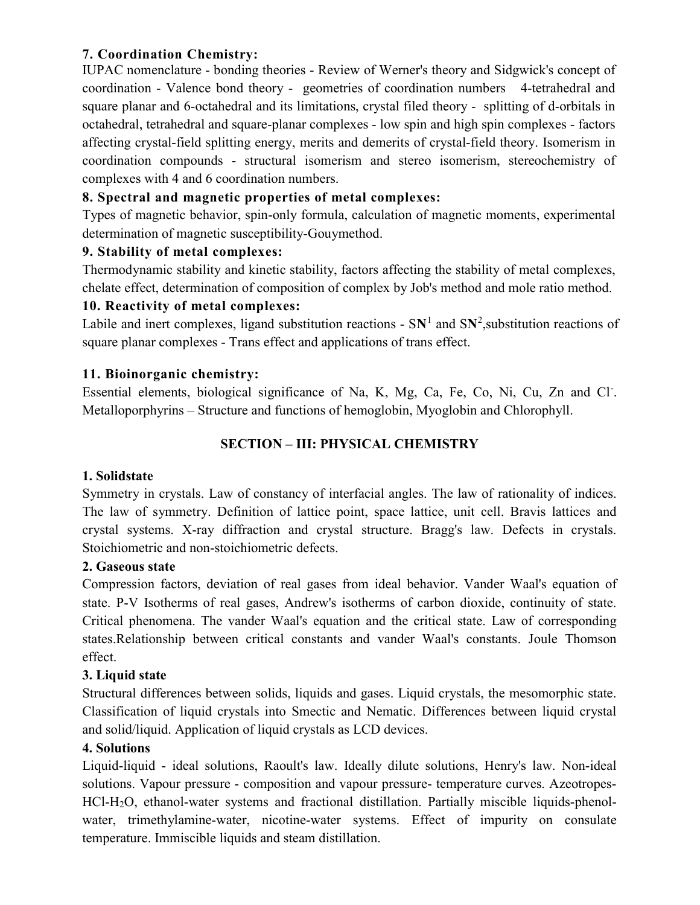**7. Coordination Chemistry:**

IUPAC nomenclature - bonding theories - Review of Werner's theory and Sidgwick's concept of coordination - Valence bond theory - geometries of coordination numbers 4-tetrahedral and square planar and 6-octahedral and its limitations, crystal filed theory - splitting of d-orbitals in octahedral, tetrahedral and square-planar complexes - low spin and high spin complexes - factors affecting crystal-field splitting energy, merits and demerits of crystal-field theory. Isomerism in coordination compounds - structural isomerism and stereo isomerism, stereochemistry of complexes with 4 and 6 coordination numbers.

**8. Spectral and magnetic properties of metal complexes:**

Types of magnetic behavior, spin-only formula, calculation of magnetic moments, experimental determination of magnetic susceptibility-Gouymethod.

**9. Stability of metal complexes:**

Thermodynamic stability and kinetic stability, factors affecting the stability of metal complexes, chelate effect, determination of composition of complex by Job's method and mole ratio method.

**10. Reactivity of metal complexes:**

Labile and inert complexes, ligand substitution reactions - $SN^1$ and $SN^2$,substitution reactions of square planar complexes - Trans effect and applications of trans effect.

**11. Bioinorganic chemistry:**

Essential elements, biological significance of Na, K, Mg, Ca, Fe, Co, Ni, Cu, Zn and $Cl^-$. Metalloporphyrins – Structure and functions of hemoglobin, Myoglobin and Chlorophyll.

## SECTION – III: PHYSICAL CHEMISTRY

**1. Solidstate**

Symmetry in crystals. Law of constancy of interfacial angles. The law of rationality of indices. The law of symmetry. Definition of lattice point, space lattice, unit cell. Bravis lattices and crystal systems. X-ray diffraction and crystal structure. Bragg's law. Defects in crystals. Stoichiometric and non-stoichiometric defects.

**2. Gaseous state**

Compression factors, deviation of real gases from ideal behavior. Vander Waal's equation of state. P-V Isotherms of real gases, Andrew's isotherms of carbon dioxide, continuity of state. Critical phenomena. The vander Waal's equation and the critical state. Law of corresponding states.Relationship between critical constants and vander Waal's constants. Joule Thomson effect.

**3. Liquid state**

Structural differences between solids, liquids and gases. Liquid crystals, the mesomorphic state. Classification of liquid crystals into Smectic and Nematic. Differences between liquid crystal and solid/liquid. Application of liquid crystals as LCD devices.

**4. Solutions**

Liquid-liquid - ideal solutions, Raoult's law. Ideally dilute solutions, Henry's law. Non-ideal solutions. Vapour pressure - composition and vapour pressure- temperature curves. Azeotropes-$HCl$-$H_2O$, ethanol-water systems and fractional distillation. Partially miscible liquids-phenol-water, trimethylamine-water, nicotine-water systems. Effect of impurity on consulate temperature. Immiscible liquids and steam distillation.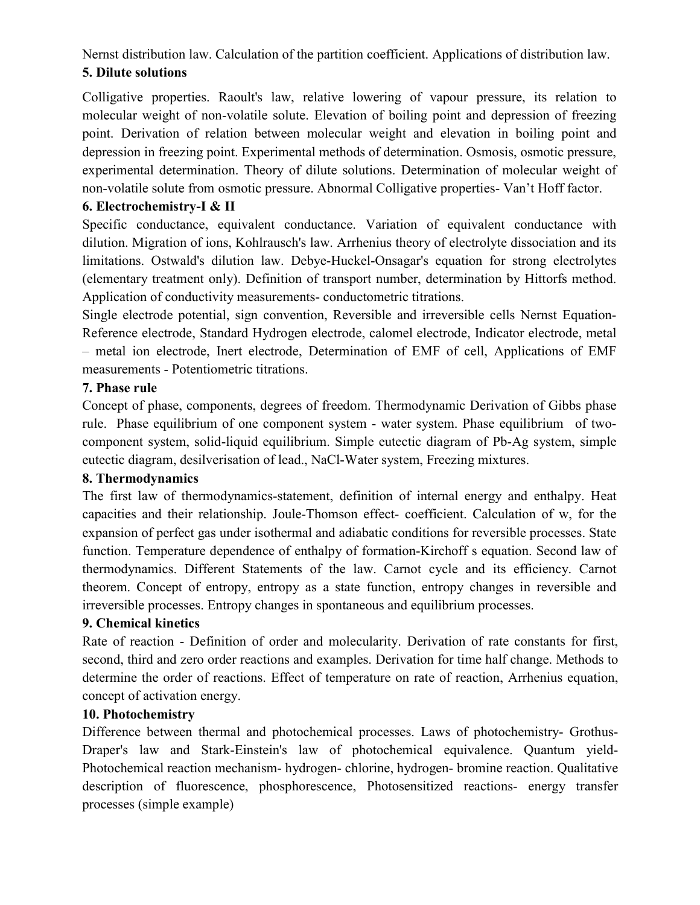Nernst distribution law. Calculation of the partition coefficient. Applications of distribution law.

**5. Dilute solutions**

Colligative properties. Raoult's law, relative lowering of vapour pressure, its relation to molecular weight of non-volatile solute. Elevation of boiling point and depression of freezing point. Derivation of relation between molecular weight and elevation in boiling point and depression in freezing point. Experimental methods of determination. Osmosis, osmotic pressure, experimental determination. Theory of dilute solutions. Determination of molecular weight of non-volatile solute from osmotic pressure. Abnormal Colligative properties- Van't Hoff factor.

**6. Electrochemistry-I & II**

Specific conductance, equivalent conductance. Variation of equivalent conductance with dilution. Migration of ions, Kohlrausch's law. Arrhenius theory of electrolyte dissociation and its limitations. Ostwald's dilution law. Debye-Huckel-Onsagar's equation for strong electrolytes (elementary treatment only). Definition of transport number, determination by Hittorfs method. Application of conductivity measurements- conductometric titrations.

Single electrode potential, sign convention, Reversible and irreversible cells Nernst Equation- Reference electrode, Standard Hydrogen electrode, calomel electrode, Indicator electrode, metal – metal ion electrode, Inert electrode, Determination of EMF of cell, Applications of EMF measurements - Potentiometric titrations.

**7. Phase rule**

Concept of phase, components, degrees of freedom. Thermodynamic Derivation of Gibbs phase rule. Phase equilibrium of one component system - water system. Phase equilibrium of two-component system, solid-liquid equilibrium. Simple eutectic diagram of Pb-Ag system, simple eutectic diagram, desilverisation of lead., NaCl-Water system, Freezing mixtures.

**8. Thermodynamics**

The first law of thermodynamics-statement, definition of internal energy and enthalpy. Heat capacities and their relationship. Joule-Thomson effect- coefficient. Calculation of w, for the expansion of perfect gas under isothermal and adiabatic conditions for reversible processes. State function. Temperature dependence of enthalpy of formation-Kirchoff s equation. Second law of thermodynamics. Different Statements of the law. Carnot cycle and its efficiency. Carnot theorem. Concept of entropy, entropy as a state function, entropy changes in reversible and irreversible processes. Entropy changes in spontaneous and equilibrium processes.

**9. Chemical kinetics**

Rate of reaction - Definition of order and molecularity. Derivation of rate constants for first, second, third and zero order reactions and examples. Derivation for time half change. Methods to determine the order of reactions. Effect of temperature on rate of reaction, Arrhenius equation, concept of activation energy.

**10. Photochemistry**

Difference between thermal and photochemical processes. Laws of photochemistry- Grothus-Draper's law and Stark-Einstein's law of photochemical equivalence. Quantum yield-Photochemical reaction mechanism- hydrogen- chlorine, hydrogen- bromine reaction. Qualitative description of fluorescence, phosphorescence, Photosensitized reactions- energy transfer processes (simple example)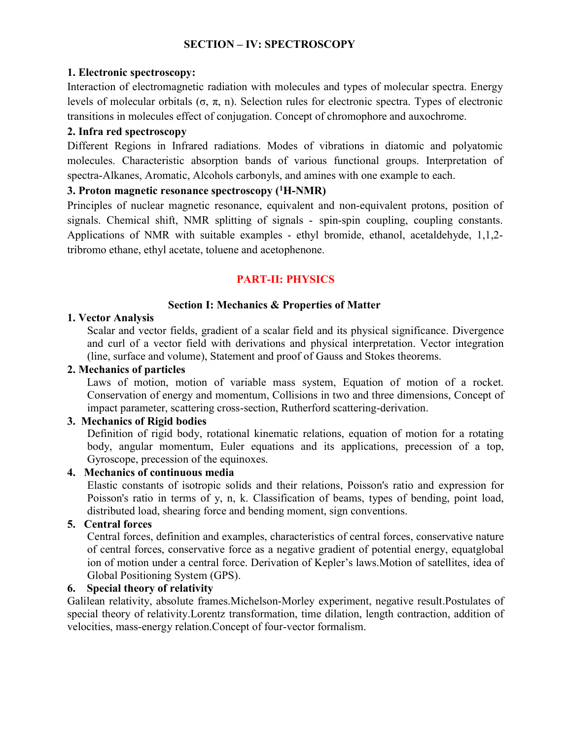## SECTION – IV: SPECTROSCOPY

**1. Electronic spectroscopy:**

Interaction of electromagnetic radiation with molecules and types of molecular spectra. Energy levels of molecular orbitals (σ, π, n). Selection rules for electronic spectra. Types of electronic transitions in molecules effect of conjugation. Concept of chromophore and auxochrome.

**2. Infra red spectroscopy**

Different Regions in Infrared radiations. Modes of vibrations in diatomic and polyatomic molecules. Characteristic absorption bands of various functional groups. Interpretation of spectra-Alkanes, Aromatic, Alcohols carbonyls, and amines with one example to each.

**3. Proton magnetic resonance spectroscopy ($^1$H-NMR)**

Principles of nuclear magnetic resonance, equivalent and non-equivalent protons, position of signals. Chemical shift, NMR splitting of signals - spin-spin coupling, coupling constants. Applications of NMR with suitable examples - ethyl bromide, ethanol, acetaldehyde, 1,1,2-tribromo ethane, ethyl acetate, toluene and acetophenone.

# PART-II: PHYSICS

## Section I: Mechanics & Properties of Matter

**1. Vector Analysis**

Scalar and vector fields, gradient of a scalar field and its physical significance. Divergence and curl of a vector field with derivations and physical interpretation. Vector integration (line, surface and volume), Statement and proof of Gauss and Stokes theorems.

**2. Mechanics of particles**

Laws of motion, motion of variable mass system, Equation of motion of a rocket. Conservation of energy and momentum, Collisions in two and three dimensions, Concept of impact parameter, scattering cross-section, Rutherford scattering-derivation.

**3. Mechanics of Rigid bodies**

Definition of rigid body, rotational kinematic relations, equation of motion for a rotating body, angular momentum, Euler equations and its applications, precession of a top, Gyroscope, precession of the equinoxes.

**4. Mechanics of continuous media**

Elastic constants of isotropic solids and their relations, Poisson's ratio and expression for Poisson's ratio in terms of y, n, k. Classification of beams, types of bending, point load, distributed load, shearing force and bending moment, sign conventions.

**5. Central forces**

Central forces, definition and examples, characteristics of central forces, conservative nature of central forces, conservative force as a negative gradient of potential energy, equatglobal ion of motion under a central force. Derivation of Kepler's laws.Motion of satellites, idea of Global Positioning System (GPS).

**6. Special theory of relativity**

Galilean relativity, absolute frames.Michelson-Morley experiment, negative result.Postulates of special theory of relativity.Lorentz transformation, time dilation, length contraction, addition of velocities, mass-energy relation.Concept of four-vector formalism.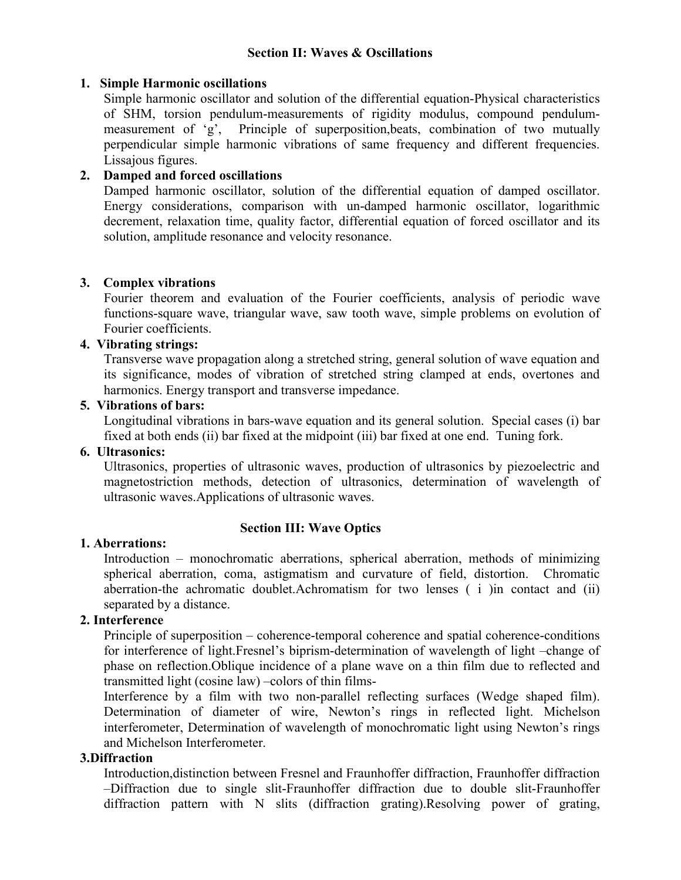## Section II: Waves & Oscillations

1. **Simple Harmonic oscillations**

   Simple harmonic oscillator and solution of the differential equation-Physical characteristics of SHM, torsion pendulum-measurements of rigidity modulus, compound pendulum-measurement of 'g', Principle of superposition,beats, combination of two mutually perpendicular simple harmonic vibrations of same frequency and different frequencies. Lissajous figures.

2. **Damped and forced oscillations**

   Damped harmonic oscillator, solution of the differential equation of damped oscillator. Energy considerations, comparison with un-damped harmonic oscillator, logarithmic decrement, relaxation time, quality factor, differential equation of forced oscillator and its solution, amplitude resonance and velocity resonance.

3. **Complex vibrations**

   Fourier theorem and evaluation of the Fourier coefficients, analysis of periodic wave functions-square wave, triangular wave, saw tooth wave, simple problems on evolution of Fourier coefficients.

4. **Vibrating strings:**

   Transverse wave propagation along a stretched string, general solution of wave equation and its significance, modes of vibration of stretched string clamped at ends, overtones and harmonics. Energy transport and transverse impedance.

5. **Vibrations of bars:**

   Longitudinal vibrations in bars-wave equation and its general solution. Special cases (i) bar fixed at both ends (ii) bar fixed at the midpoint (iii) bar fixed at one end. Tuning fork.

6. **Ultrasonics:**

   Ultrasonics, properties of ultrasonic waves, production of ultrasonics by piezoelectric and magnetostriction methods, detection of ultrasonics, determination of wavelength of ultrasonic waves.Applications of ultrasonic waves.

## Section III: Wave Optics

**1. Aberrations:**

Introduction – monochromatic aberrations, spherical aberration, methods of minimizing spherical aberration, coma, astigmatism and curvature of field, distortion. Chromatic aberration-the achromatic doublet.Achromatism for two lenses ( i )in contact and (ii) separated by a distance.

**2. Interference**

Principle of superposition – coherence-temporal coherence and spatial coherence-conditions for interference of light.Fresnel's biprism-determination of wavelength of light –change of phase on reflection.Oblique incidence of a plane wave on a thin film due to reflected and transmitted light (cosine law) –colors of thin films-

Interference by a film with two non-parallel reflecting surfaces (Wedge shaped film). Determination of diameter of wire, Newton's rings in reflected light. Michelson interferometer, Determination of wavelength of monochromatic light using Newton's rings and Michelson Interferometer.

**3.Diffraction**

Introduction,distinction between Fresnel and Fraunhoffer diffraction, Fraunhoffer diffraction –Diffraction due to single slit-Fraunhoffer diffraction due to double slit-Fraunhoffer diffraction pattern with N slits (diffraction grating).Resolving power of grating,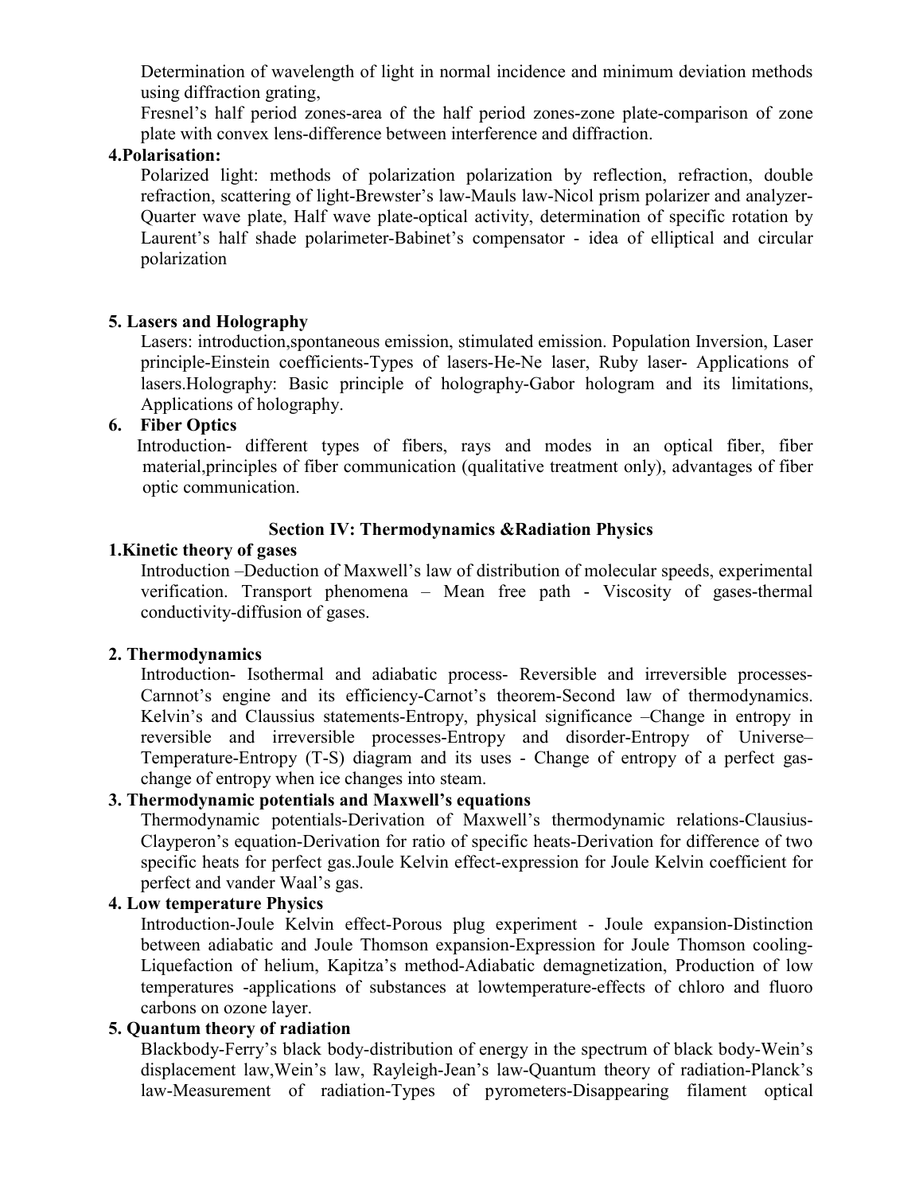Determination of wavelength of light in normal incidence and minimum deviation methods using diffraction grating,

Fresnel's half period zones-area of the half period zones-zone plate-comparison of zone plate with convex lens-difference between interference and diffraction.

**4.Polarisation:**

Polarized light: methods of polarization polarization by reflection, refraction, double refraction, scattering of light-Brewster's law-Mauls law-Nicol prism polarizer and analyzer-Quarter wave plate, Half wave plate-optical activity, determination of specific rotation by Laurent's half shade polarimeter-Babinet's compensator - idea of elliptical and circular polarization

**5. Lasers and Holography**

Lasers: introduction,spontaneous emission, stimulated emission. Population Inversion, Laser principle-Einstein coefficients-Types of lasers-He-Ne laser, Ruby laser- Applications of lasers.Holography: Basic principle of holography-Gabor hologram and its limitations, Applications of holography.

**6. Fiber Optics**

Introduction- different types of fibers, rays and modes in an optical fiber, fiber material,principles of fiber communication (qualitative treatment only), advantages of fiber optic communication.

## Section IV: Thermodynamics &Radiation Physics

**1.Kinetic theory of gases**

Introduction –Deduction of Maxwell's law of distribution of molecular speeds, experimental verification. Transport phenomena – Mean free path - Viscosity of gases-thermal conductivity-diffusion of gases.

**2. Thermodynamics**

Introduction- Isothermal and adiabatic process- Reversible and irreversible processes-Carnnot's engine and its efficiency-Carnot's theorem-Second law of thermodynamics. Kelvin's and Claussius statements-Entropy, physical significance –Change in entropy in reversible and irreversible processes-Entropy and disorder-Entropy of Universe–Temperature-Entropy (T-S) diagram and its uses - Change of entropy of a perfect gas-change of entropy when ice changes into steam.

**3. Thermodynamic potentials and Maxwell's equations**

Thermodynamic potentials-Derivation of Maxwell's thermodynamic relations-Clausius-Clayperon's equation-Derivation for ratio of specific heats-Derivation for difference of two specific heats for perfect gas.Joule Kelvin effect-expression for Joule Kelvin coefficient for perfect and vander Waal's gas.

**4. Low temperature Physics**

Introduction-Joule Kelvin effect-Porous plug experiment - Joule expansion-Distinction between adiabatic and Joule Thomson expansion-Expression for Joule Thomson cooling-Liquefaction of helium, Kapitza's method-Adiabatic demagnetization, Production of low temperatures -applications of substances at lowtemperature-effects of chloro and fluoro carbons on ozone layer.

**5. Quantum theory of radiation**

Blackbody-Ferry's black body-distribution of energy in the spectrum of black body-Wein's displacement law,Wein's law, Rayleigh-Jean's law-Quantum theory of radiation-Planck's law-Measurement of radiation-Types of pyrometers-Disappearing filament optical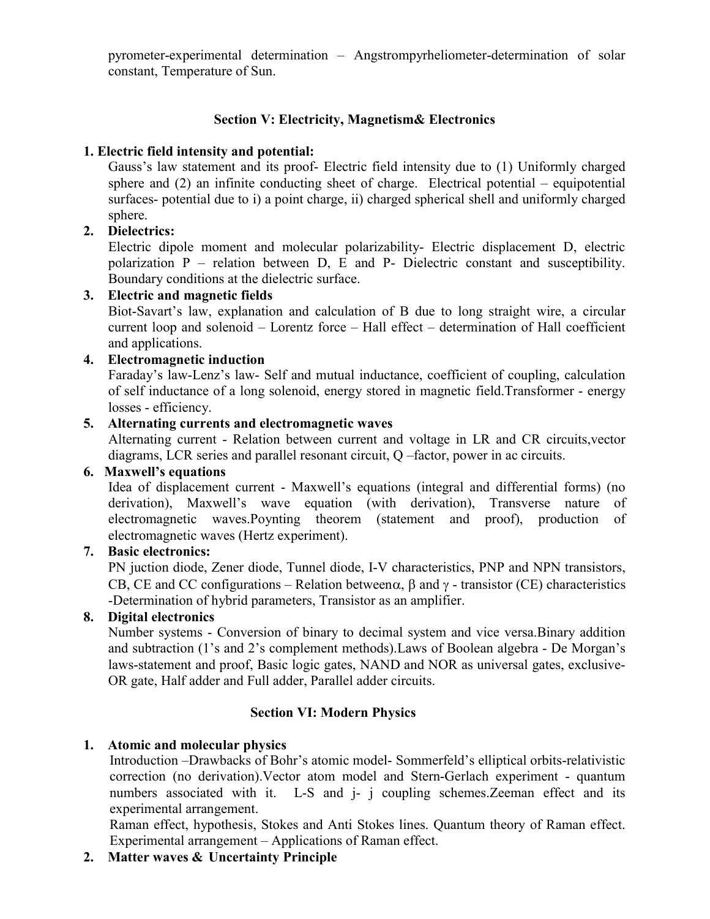pyrometer-experimental determination – Angstrompyrheliometer-determination of solar constant, Temperature of Sun.

## Section V: Electricity, Magnetism& Electronics

**1. Electric field intensity and potential:**

Gauss's law statement and its proof- Electric field intensity due to (1) Uniformly charged sphere and (2) an infinite conducting sheet of charge. Electrical potential – equipotential surfaces- potential due to i) a point charge, ii) charged spherical shell and uniformly charged sphere.

**2. Dielectrics:**

Electric dipole moment and molecular polarizability- Electric displacement D, electric polarization P – relation between D, E and P- Dielectric constant and susceptibility. Boundary conditions at the dielectric surface.

**3. Electric and magnetic fields**

Biot-Savart's law, explanation and calculation of B due to long straight wire, a circular current loop and solenoid – Lorentz force – Hall effect – determination of Hall coefficient and applications.

**4. Electromagnetic induction**

Faraday's law-Lenz's law- Self and mutual inductance, coefficient of coupling, calculation of self inductance of a long solenoid, energy stored in magnetic field.Transformer - energy losses - efficiency.

**5. Alternating currents and electromagnetic waves**

Alternating current - Relation between current and voltage in LR and CR circuits,vector diagrams, LCR series and parallel resonant circuit, Q –factor, power in ac circuits.

**6. Maxwell's equations**

Idea of displacement current - Maxwell's equations (integral and differential forms) (no derivation), Maxwell's wave equation (with derivation), Transverse nature of electromagnetic waves.Poynting theorem (statement and proof), production of electromagnetic waves (Hertz experiment).

**7. Basic electronics:**

PN juction diode, Zener diode, Tunnel diode, I-V characteristics, PNP and NPN transistors, CB, CE and CC configurations – Relation between$\alpha$, $\beta$ and $\gamma$ - transistor (CE) characteristics -Determination of hybrid parameters, Transistor as an amplifier.

**8. Digital electronics**

Number systems - Conversion of binary to decimal system and vice versa.Binary addition and subtraction (1's and 2's complement methods).Laws of Boolean algebra - De Morgan's laws-statement and proof, Basic logic gates, NAND and NOR as universal gates, exclusive-OR gate, Half adder and Full adder, Parallel adder circuits.

## Section VI: Modern Physics

**1. Atomic and molecular physics**

Introduction –Drawbacks of Bohr's atomic model- Sommerfeld's elliptical orbits-relativistic correction (no derivation).Vector atom model and Stern-Gerlach experiment - quantum numbers associated with it. L-S and j- j coupling schemes.Zeeman effect and its experimental arrangement.

Raman effect, hypothesis, Stokes and Anti Stokes lines. Quantum theory of Raman effect. Experimental arrangement – Applications of Raman effect.

**2. Matter waves & Uncertainty Principle**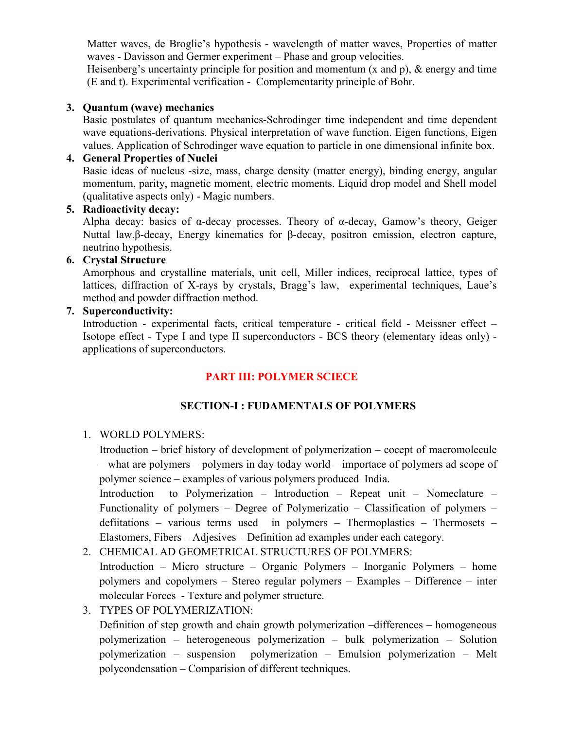Matter waves, de Broglie's hypothesis - wavelength of matter waves, Properties of matter waves - Davisson and Germer experiment – Phase and group velocities.

Heisenberg's uncertainty principle for position and momentum (x and p), & energy and time (E and t). Experimental verification - Complementarity principle of Bohr.

3. **Quantum (wave) mechanics**

   Basic postulates of quantum mechanics-Schrodinger time independent and time dependent wave equations-derivations. Physical interpretation of wave function. Eigen functions, Eigen values. Application of Schrodinger wave equation to particle in one dimensional infinite box.

4. **General Properties of Nuclei**

   Basic ideas of nucleus -size, mass, charge density (matter energy), binding energy, angular momentum, parity, magnetic moment, electric moments. Liquid drop model and Shell model (qualitative aspects only) - Magic numbers.

5. **Radioactivity decay:**

   Alpha decay: basics of α-decay processes. Theory of α-decay, Gamow's theory, Geiger Nuttal law.β-decay, Energy kinematics for β-decay, positron emission, electron capture, neutrino hypothesis.

6. **Crystal Structure**

   Amorphous and crystalline materials, unit cell, Miller indices, reciprocal lattice, types of lattices, diffraction of X-rays by crystals, Bragg's law, experimental techniques, Laue's method and powder diffraction method.

7. **Superconductivity:**

   Introduction - experimental facts, critical temperature - critical field - Meissner effect – Isotope effect - Type I and type II superconductors - BCS theory (elementary ideas only) - applications of superconductors.

## PART III: POLYMER SCIECE

### SECTION-I : FUDAMENTALS OF POLYMERS

1. WORLD POLYMERS:

   Itroduction – brief history of development of polymerization – cocept of macromolecule – what are polymers – polymers in day today world – importace of polymers ad scope of polymer science – examples of various polymers produced India.

   Introduction to Polymerization – Introduction – Repeat unit – Nomeclature – Functionality of polymers – Degree of Polymerizatio – Classification of polymers – defiitations – various terms used in polymers – Thermoplastics – Thermosets – Elastomers, Fibers – Adjesives – Definition ad examples under each category.

2. CHEMICAL AD GEOMETRICAL STRUCTURES OF POLYMERS:

   Introduction – Micro structure – Organic Polymers – Inorganic Polymers – home polymers and copolymers – Stereo regular polymers – Examples – Difference – inter molecular Forces - Texture and polymer structure.

3. TYPES OF POLYMERIZATION:

   Definition of step growth and chain growth polymerization –differences – homogeneous polymerization – heterogeneous polymerization – bulk polymerization – Solution polymerization – suspension polymerization – Emulsion polymerization – Melt polycondensation – Comparision of different techniques.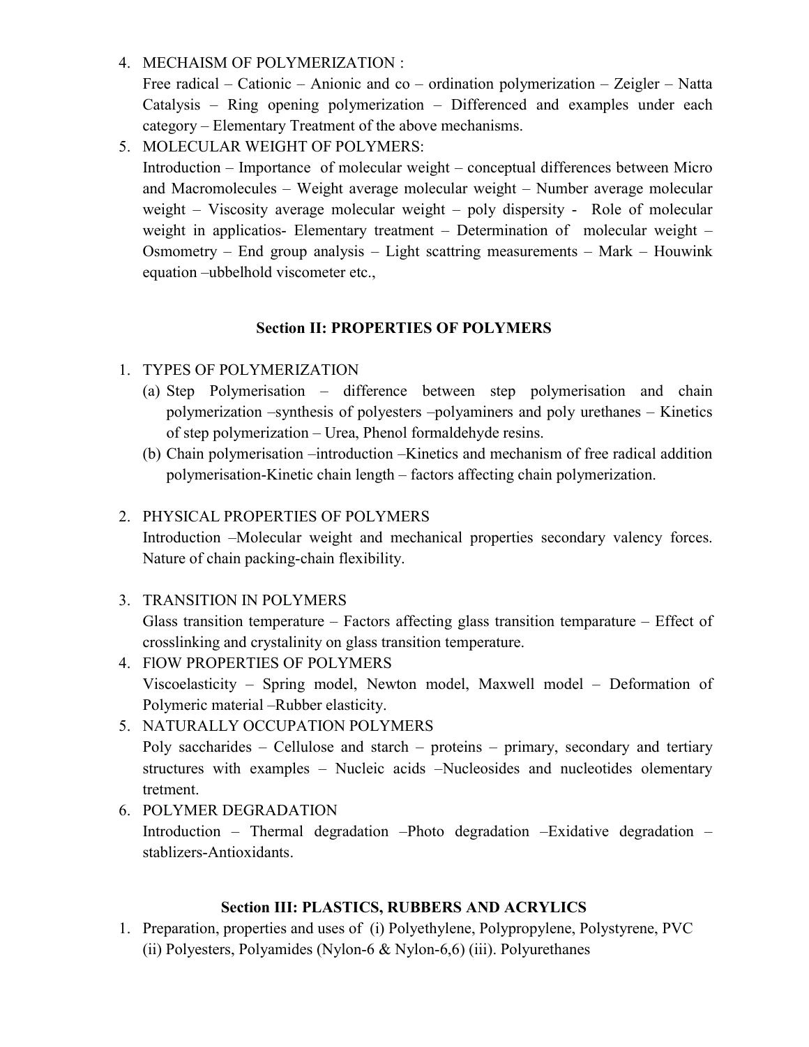4. MECHAISM OF POLYMERIZATION :
   Free radical – Cationic – Anionic and co – ordination polymerization – Zeigler – Natta Catalysis – Ring opening polymerization – Differenced and examples under each category – Elementary Treatment of the above mechanisms.
5. MOLECULAR WEIGHT OF POLYMERS:
   Introduction – Importance of molecular weight – conceptual differences between Micro and Macromolecules – Weight average molecular weight – Number average molecular weight – Viscosity average molecular weight – poly dispersity - Role of molecular weight in applicatios- Elementary treatment – Determination of molecular weight – Osmometry – End group analysis – Light scattring measurements – Mark – Houwink equation –ubbelhold viscometer etc.,

### Section II: PROPERTIES OF POLYMERS

1. TYPES OF POLYMERIZATION
   (a) Step Polymerisation – difference between step polymerisation and chain polymerization –synthesis of polyesters –polyaminers and poly urethanes – Kinetics of step polymerization – Urea, Phenol formaldehyde resins.
   (b) Chain polymerisation –introduction –Kinetics and mechanism of free radical addition polymerisation-Kinetic chain length – factors affecting chain polymerization.

2. PHYSICAL PROPERTIES OF POLYMERS
   Introduction –Molecular weight and mechanical properties secondary valency forces. Nature of chain packing-chain flexibility.

3. TRANSITION IN POLYMERS
   Glass transition temperature – Factors affecting glass transition temparature – Effect of crosslinking and crystalinity on glass transition temperature.
4. FlOW PROPERTIES OF POLYMERS
   Viscoelasticity – Spring model, Newton model, Maxwell model – Deformation of Polymeric material –Rubber elasticity.
5. NATURALLY OCCUPATION POLYMERS
   Poly saccharides – Cellulose and starch – proteins – primary, secondary and tertiary structures with examples – Nucleic acids –Nucleosides and nucleotides olementary tretment.
6. POLYMER DEGRADATION
   Introduction – Thermal degradation –Photo degradation –Exidative degradation – stablizers-Antioxidants.

### Section III: PLASTICS, RUBBERS AND ACRYLICS

1. Preparation, properties and uses of (i) Polyethylene, Polypropylene, Polystyrene, PVC (ii) Polyesters, Polyamides (Nylon-6 & Nylon-6,6) (iii). Polyurethanes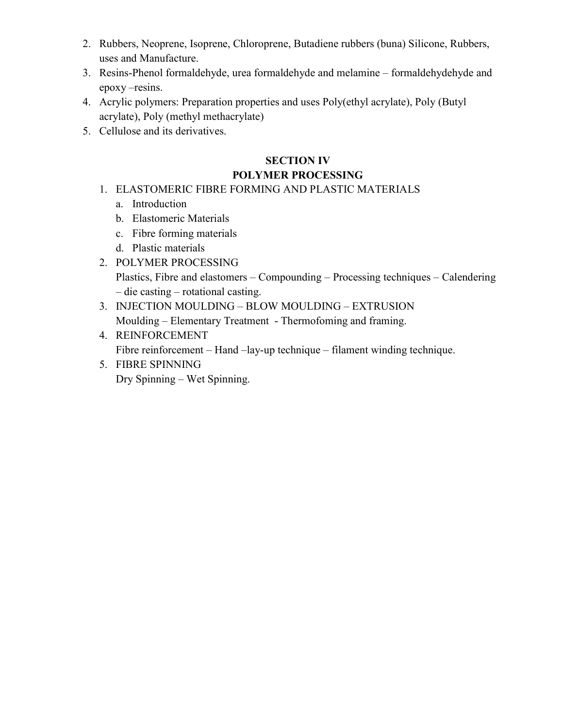2. Rubbers, Neoprene, Isoprene, Chloroprene, Butadiene rubbers (buna) Silicone, Rubbers, uses and Manufacture.
3. Resins-Phenol formaldehyde, urea formaldehyde and melamine – formaldehydehyde and epoxy –resins.
4. Acrylic polymers: Preparation properties and uses Poly(ethyl acrylate), Poly (Butyl acrylate), Poly (methyl methacrylate)
5. Cellulose and its derivatives.

## SECTION IV
## POLYMER PROCESSING

1. ELASTOMERIC FIBRE FORMING AND PLASTIC MATERIALS
   a. Introduction
   b. Elastomeric Materials
   c. Fibre forming materials
   d. Plastic materials
2. POLYMER PROCESSING
   Plastics, Fibre and elastomers – Compounding – Processing techniques – Calendering – die casting – rotational casting.
3. INJECTION MOULDING – BLOW MOULDING – EXTRUSION
   Moulding – Elementary Treatment - Thermofoming and framing.
4. REINFORCEMENT
   Fibre reinforcement – Hand –lay-up technique – filament winding technique.
5. FIBRE SPINNING
   Dry Spinning – Wet Spinning.